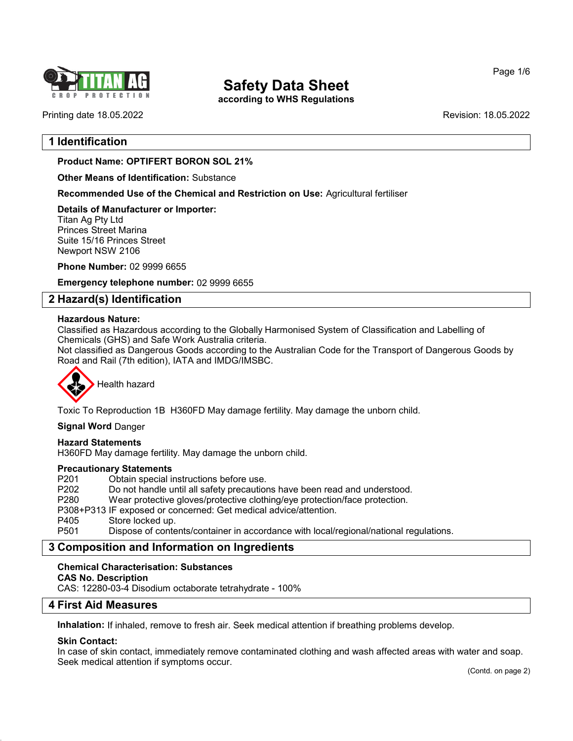# Safety Data Sheet

**according to WHS Regulations**

Printing date 18.05.2022

Revision: 18.05.2022

## 1 Identification

**Product Name: OPTIFERT BORON SOL 21%**

**Other Means of Identification:** Substance

**Recommended Use of the Chemical and Restriction on Use:** Agricultural fertiliser

**Details of Manufacturer or Importer:**
Titan Ag Pty Ltd
Princes Street Marina
Suite 15/16 Princes Street
Newport NSW 2106

**Phone Number:** 02 9999 6655

**Emergency telephone number:** 02 9999 6655

## 2 Hazard(s) Identification

**Hazardous Nature:**
Classified as Hazardous according to the Globally Harmonised System of Classification and Labelling of Chemicals (GHS) and Safe Work Australia criteria.
Not classified as Dangerous Goods according to the Australian Code for the Transport of Dangerous Goods by Road and Rail (7th edition), IATA and IMDG/IMSBC.

Health hazard

Toxic To Reproduction 1B H360FD May damage fertility. May damage the unborn child.

**Signal Word** Danger

**Hazard Statements**
H360FD May damage fertility. May damage the unborn child.

**Precautionary Statements**

P201 Obtain special instructions before use.
P202 Do not handle until all safety precautions have been read and understood.
P280 Wear protective gloves/protective clothing/eye protection/face protection.
P308+P313 IF exposed or concerned: Get medical advice/attention.
P405 Store locked up.
P501 Dispose of contents/container in accordance with local/regional/national regulations.

## 3 Composition and Information on Ingredients

**Chemical Characterisation: Substances**
**CAS No. Description**
CAS: 12280-03-4 Disodium octaborate tetrahydrate - 100%

## 4 First Aid Measures

**Inhalation:** If inhaled, remove to fresh air. Seek medical attention if breathing problems develop.

**Skin Contact:**
In case of skin contact, immediately remove contaminated clothing and wash affected areas with water and soap. Seek medical attention if symptoms occur.

(Contd. on page 2)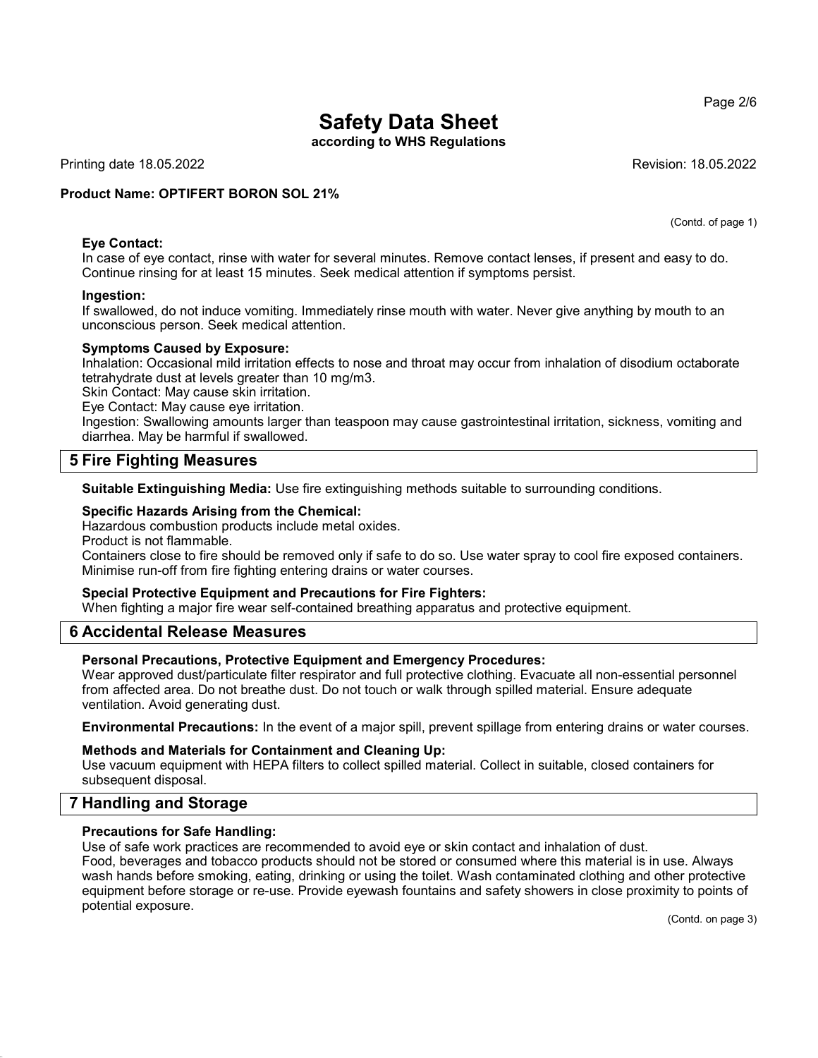**Eye Contact:**
In case of eye contact, rinse with water for several minutes. Remove contact lenses, if present and easy to do. Continue rinsing for at least 15 minutes. Seek medical attention if symptoms persist.

**Ingestion:**
If swallowed, do not induce vomiting. Immediately rinse mouth with water. Never give anything by mouth to an unconscious person. Seek medical attention.

**Symptoms Caused by Exposure:**
Inhalation: Occasional mild irritation effects to nose and throat may occur from inhalation of disodium octaborate tetrahydrate dust at levels greater than 10 mg/m3.
Skin Contact: May cause skin irritation.
Eye Contact: May cause eye irritation.
Ingestion: Swallowing amounts larger than teaspoon may cause gastrointestinal irritation, sickness, vomiting and diarrhea. May be harmful if swallowed.

## 5 Fire Fighting Measures

**Suitable Extinguishing Media:** Use fire extinguishing methods suitable to surrounding conditions.

**Specific Hazards Arising from the Chemical:**
Hazardous combustion products include metal oxides.
Product is not flammable.
Containers close to fire should be removed only if safe to do so. Use water spray to cool fire exposed containers. Minimise run-off from fire fighting entering drains or water courses.

**Special Protective Equipment and Precautions for Fire Fighters:**
When fighting a major fire wear self-contained breathing apparatus and protective equipment.

## 6 Accidental Release Measures

**Personal Precautions, Protective Equipment and Emergency Procedures:**
Wear approved dust/particulate filter respirator and full protective clothing. Evacuate all non-essential personnel from affected area. Do not breathe dust. Do not touch or walk through spilled material. Ensure adequate ventilation. Avoid generating dust.

**Environmental Precautions:** In the event of a major spill, prevent spillage from entering drains or water courses.

**Methods and Materials for Containment and Cleaning Up:**
Use vacuum equipment with HEPA filters to collect spilled material. Collect in suitable, closed containers for subsequent disposal.

## 7 Handling and Storage

**Precautions for Safe Handling:**
Use of safe work practices are recommended to avoid eye or skin contact and inhalation of dust.
Food, beverages and tobacco products should not be stored or consumed where this material is in use. Always wash hands before smoking, eating, drinking or using the toilet. Wash contaminated clothing and other protective equipment before storage or re-use. Provide eyewash fountains and safety showers in close proximity to points of potential exposure.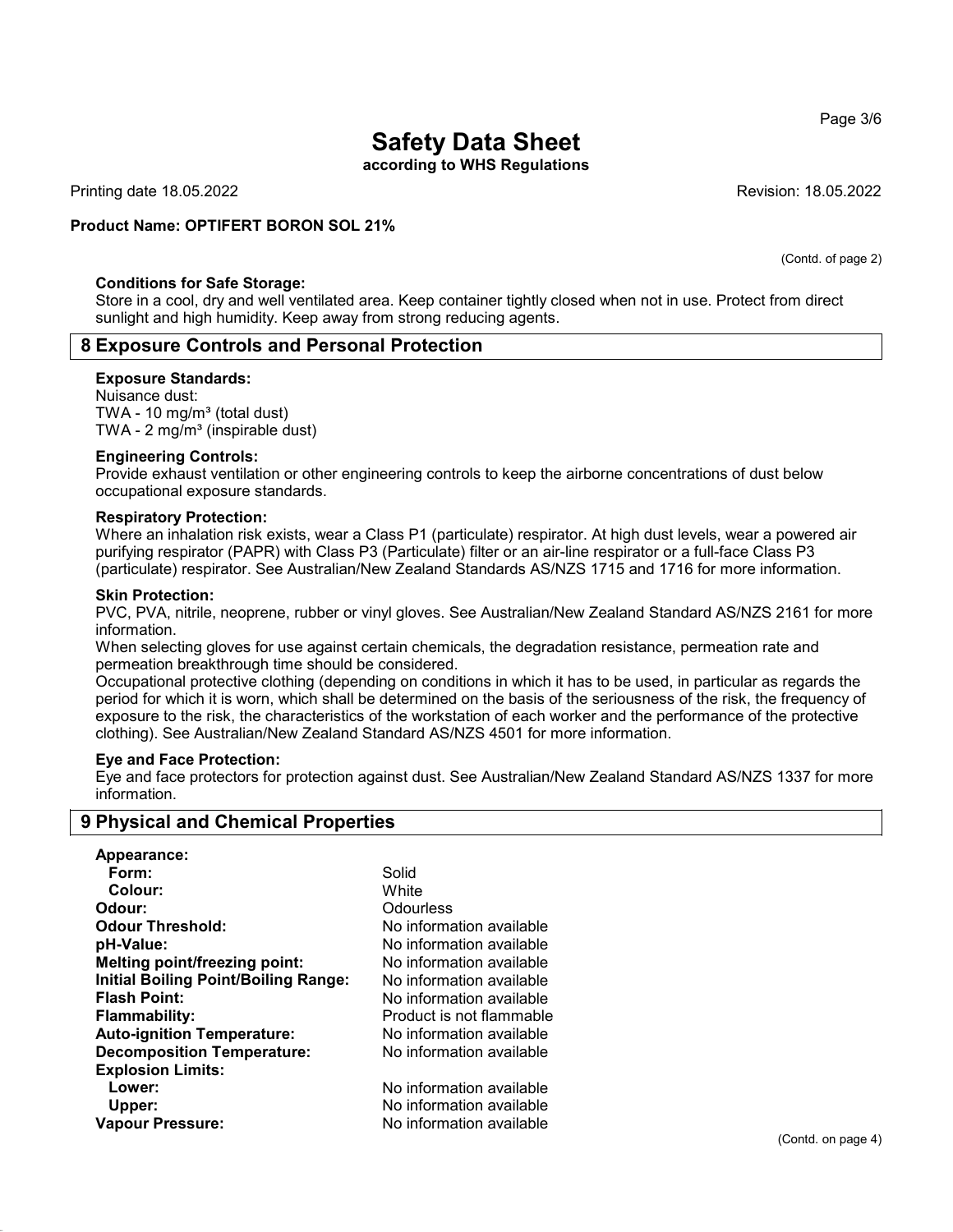**Product Name: OPTIFERT BORON SOL 21%**

(Contd. of page 2)

**Conditions for Safe Storage:**
Store in a cool, dry and well ventilated area. Keep container tightly closed when not in use. Protect from direct sunlight and high humidity. Keep away from strong reducing agents.

## 8 Exposure Controls and Personal Protection

**Exposure Standards:**
Nuisance dust:
TWA - 10 mg/m³ (total dust)
TWA - 2 mg/m³ (inspirable dust)

**Engineering Controls:**
Provide exhaust ventilation or other engineering controls to keep the airborne concentrations of dust below occupational exposure standards.

**Respiratory Protection:**
Where an inhalation risk exists, wear a Class P1 (particulate) respirator. At high dust levels, wear a powered air purifying respirator (PAPR) with Class P3 (Particulate) filter or an air-line respirator or a full-face Class P3 (particulate) respirator. See Australian/New Zealand Standards AS/NZS 1715 and 1716 for more information.

**Skin Protection:**
PVC, PVA, nitrile, neoprene, rubber or vinyl gloves. See Australian/New Zealand Standard AS/NZS 2161 for more information.
When selecting gloves for use against certain chemicals, the degradation resistance, permeation rate and permeation breakthrough time should be considered.
Occupational protective clothing (depending on conditions in which it has to be used, in particular as regards the period for which it is worn, which shall be determined on the basis of the seriousness of the risk, the frequency of exposure to the risk, the characteristics of the workstation of each worker and the performance of the protective clothing). See Australian/New Zealand Standard AS/NZS 4501 for more information.

**Eye and Face Protection:**
Eye and face protectors for protection against dust. See Australian/New Zealand Standard AS/NZS 1337 for more information.

## 9 Physical and Chemical Properties

| Property | Value |
|---|---|
| **Appearance:** | |
| **Form:** | Solid |
| **Colour:** | White |
| **Odour:** | Odourless |
| **Odour Threshold:** | No information available |
| **pH-Value:** | No information available |
| **Melting point/freezing point:** | No information available |
| **Initial Boiling Point/Boiling Range:** | No information available |
| **Flash Point:** | No information available |
| **Flammability:** | Product is not flammable |
| **Auto-ignition Temperature:** | No information available |
| **Decomposition Temperature:** | No information available |
| **Explosion Limits:** | |
| **Lower:** | No information available |
| **Upper:** | No information available |
| **Vapour Pressure:** | No information available |

(Contd. on page 4)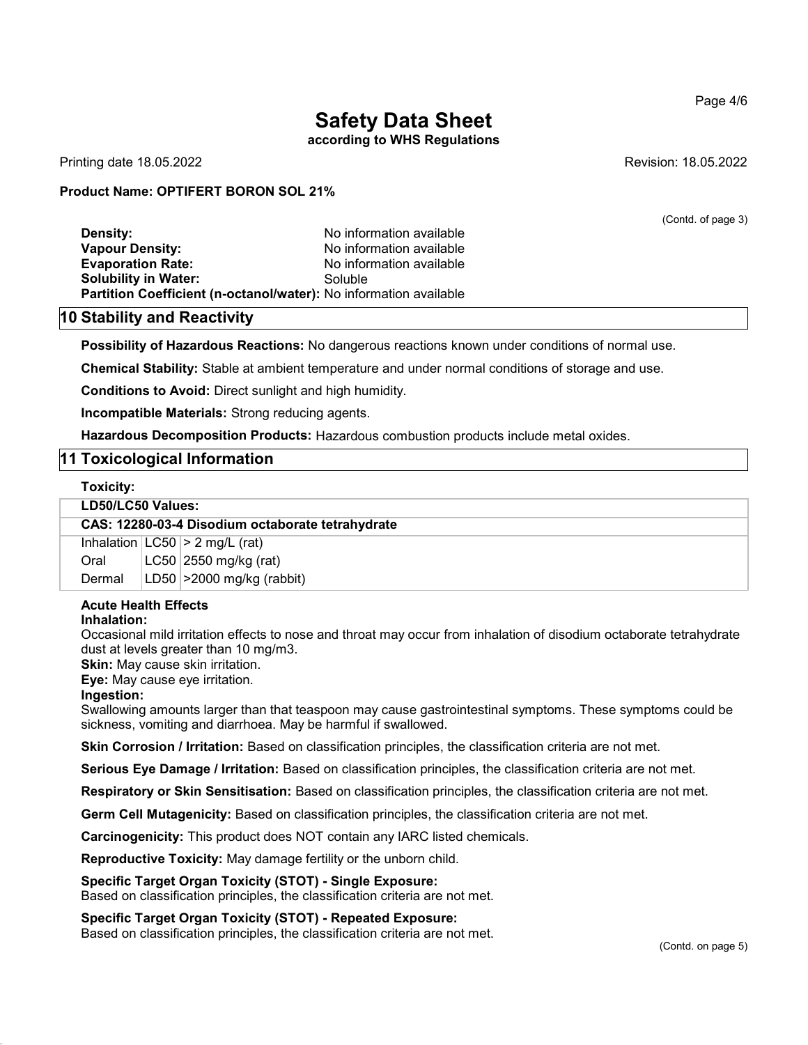(Contd. of page 3)

**Density:** No information available
**Vapour Density:** No information available
**Evaporation Rate:** No information available
**Solubility in Water:** Soluble
**Partition Coefficient (n-octanol/water):** No information available

## 10 Stability and Reactivity

**Possibility of Hazardous Reactions:** No dangerous reactions known under conditions of normal use.

**Chemical Stability:** Stable at ambient temperature and under normal conditions of storage and use.

**Conditions to Avoid:** Direct sunlight and high humidity.

**Incompatible Materials:** Strong reducing agents.

**Hazardous Decomposition Products:** Hazardous combustion products include metal oxides.

## 11 Toxicological Information

**Toxicity:**

| **LD50/LC50 Values:** | | |
|---|---|---|
| **CAS: 12280-03-4 Disodium octaborate tetrahydrate** | | |
| Inhalation | LC50 | > 2 mg/L (rat) |
| Oral | LC50 | 2550 mg/kg (rat) |
| Dermal | LD50 | >2000 mg/kg (rabbit) |

**Acute Health Effects**

**Inhalation:**
Occasional mild irritation effects to nose and throat may occur from inhalation of disodium octaborate tetrahydrate dust at levels greater than 10 mg/m3.

**Skin:** May cause skin irritation.

**Eye:** May cause eye irritation.

**Ingestion:**
Swallowing amounts larger than that teaspoon may cause gastrointestinal symptoms. These symptoms could be sickness, vomiting and diarrhoea. May be harmful if swallowed.

**Skin Corrosion / Irritation:** Based on classification principles, the classification criteria are not met.

**Serious Eye Damage / Irritation:** Based on classification principles, the classification criteria are not met.

**Respiratory or Skin Sensitisation:** Based on classification principles, the classification criteria are not met.

**Germ Cell Mutagenicity:** Based on classification principles, the classification criteria are not met.

**Carcinogenicity:** This product does NOT contain any IARC listed chemicals.

**Reproductive Toxicity:** May damage fertility or the unborn child.

**Specific Target Organ Toxicity (STOT) - Single Exposure:**
Based on classification principles, the classification criteria are not met.

**Specific Target Organ Toxicity (STOT) - Repeated Exposure:**
Based on classification principles, the classification criteria are not met.

(Contd. on page 5)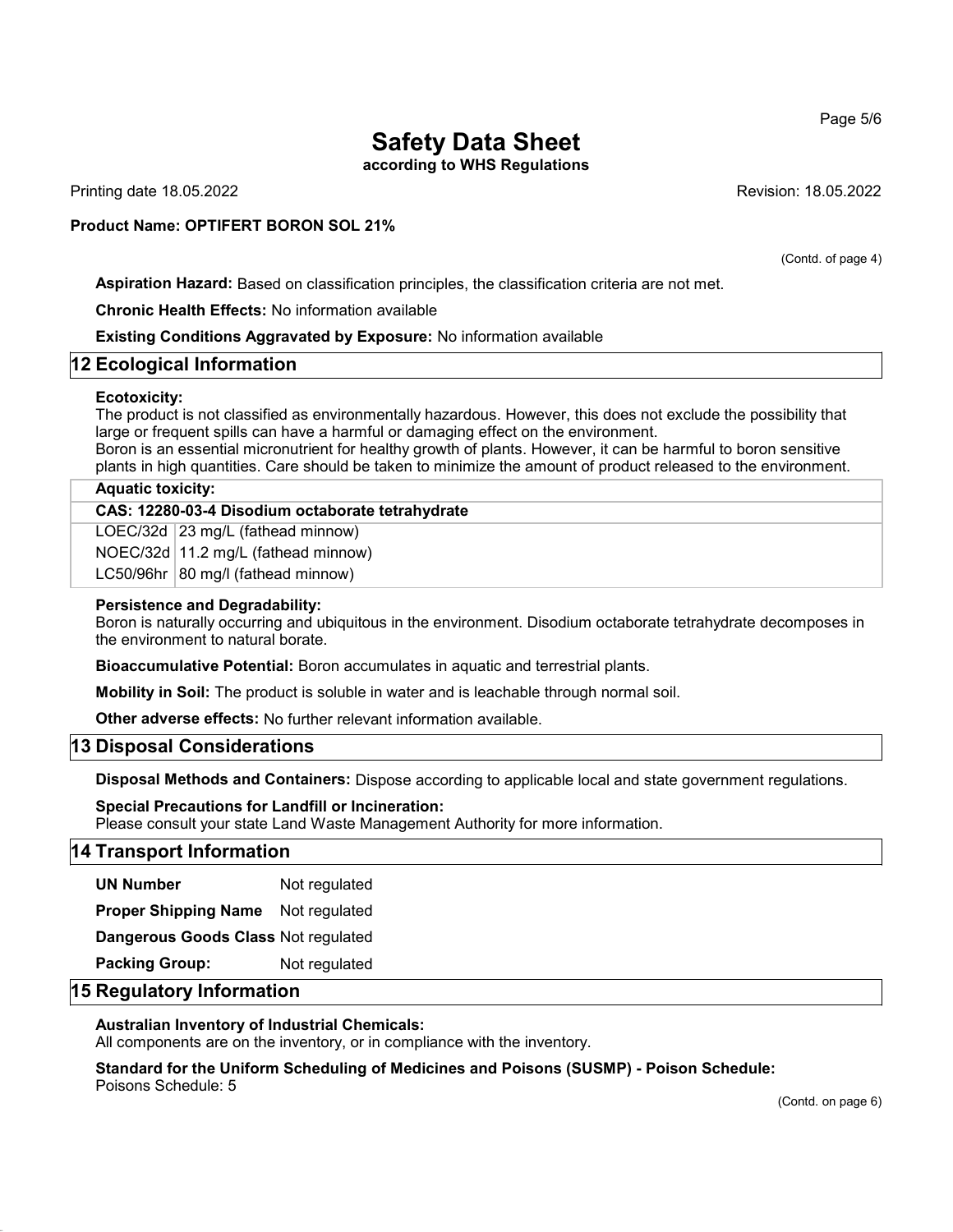(Contd. of page 4)

**Aspiration Hazard:** Based on classification principles, the classification criteria are not met.

**Chronic Health Effects:** No information available

**Existing Conditions Aggravated by Exposure:** No information available

## 12 Ecological Information

**Ecotoxicity:**
The product is not classified as environmentally hazardous. However, this does not exclude the possibility that large or frequent spills can have a harmful or damaging effect on the environment.
Boron is an essential micronutrient for healthy growth of plants. However, it can be harmful to boron sensitive plants in high quantities. Care should be taken to minimize the amount of product released to the environment.

**Aquatic toxicity:**

| **CAS: 12280-03-4 Disodium octaborate tetrahydrate** | |
|---|---|
| LOEC/32d | 23 mg/L (fathead minnow) |
| NOEC/32d | 11.2 mg/L (fathead minnow) |
| LC50/96hr | 80 mg/l (fathead minnow) |

**Persistence and Degradability:**
Boron is naturally occurring and ubiquitous in the environment. Disodium octaborate tetrahydrate decomposes in the environment to natural borate.

**Bioaccumulative Potential:** Boron accumulates in aquatic and terrestrial plants.

**Mobility in Soil:** The product is soluble in water and is leachable through normal soil.

**Other adverse effects:** No further relevant information available.

## 13 Disposal Considerations

**Disposal Methods and Containers:** Dispose according to applicable local and state government regulations.

**Special Precautions for Landfill or Incineration:**
Please consult your state Land Waste Management Authority for more information.

## 14 Transport Information

| | |
|---|---|
| **UN Number** | Not regulated |
| **Proper Shipping Name** | Not regulated |
| **Dangerous Goods Class** | Not regulated |
| **Packing Group:** | Not regulated |

## 15 Regulatory Information

**Australian Inventory of Industrial Chemicals:**
All components are on the inventory, or in compliance with the inventory.

**Standard for the Uniform Scheduling of Medicines and Poisons (SUSMP) - Poison Schedule:**
Poisons Schedule: 5

(Contd. on page 6)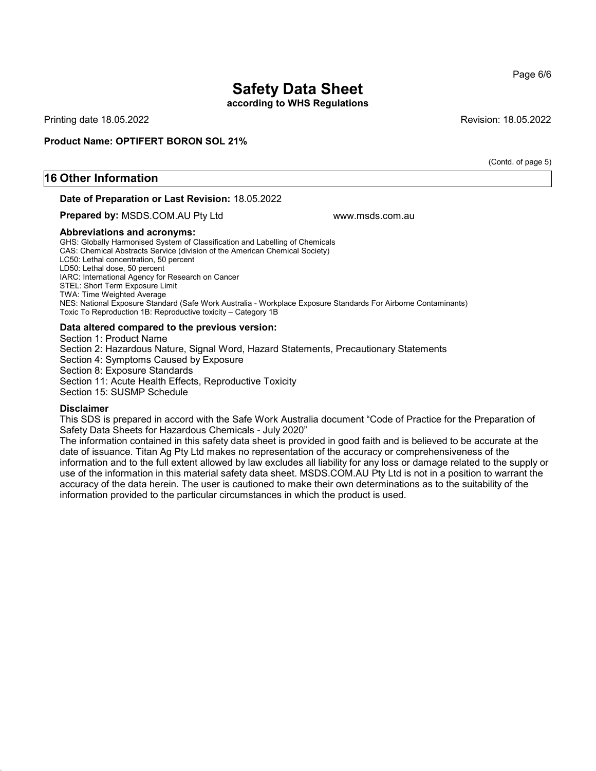**Product Name: OPTIFERT BORON SOL 21%**

(Contd. of page 5)

## 16 Other Information

**Date of Preparation or Last Revision:** 18.05.2022

**Prepared by:** MSDS.COM.AU Pty Ltd www.msds.com.au

**Abbreviations and acronyms:**

GHS: Globally Harmonised System of Classification and Labelling of Chemicals
CAS: Chemical Abstracts Service (division of the American Chemical Society)
LC50: Lethal concentration, 50 percent
LD50: Lethal dose, 50 percent
IARC: International Agency for Research on Cancer
STEL: Short Term Exposure Limit
TWA: Time Weighted Average
NES: National Exposure Standard (Safe Work Australia - Workplace Exposure Standards For Airborne Contaminants)
Toxic To Reproduction 1B: Reproductive toxicity – Category 1B

**Data altered compared to the previous version:**

Section 1: Product Name
Section 2: Hazardous Nature, Signal Word, Hazard Statements, Precautionary Statements
Section 4: Symptoms Caused by Exposure
Section 8: Exposure Standards
Section 11: Acute Health Effects, Reproductive Toxicity
Section 15: SUSMP Schedule

**Disclaimer**

This SDS is prepared in accord with the Safe Work Australia document "Code of Practice for the Preparation of Safety Data Sheets for Hazardous Chemicals - July 2020"
The information contained in this safety data sheet is provided in good faith and is believed to be accurate at the date of issuance. Titan Ag Pty Ltd makes no representation of the accuracy or comprehensiveness of the information and to the full extent allowed by law excludes all liability for any loss or damage related to the supply or use of the information in this material safety data sheet. MSDS.COM.AU Pty Ltd is not in a position to warrant the accuracy of the data herein. The user is cautioned to make their own determinations as to the suitability of the information provided to the particular circumstances in which the product is used.